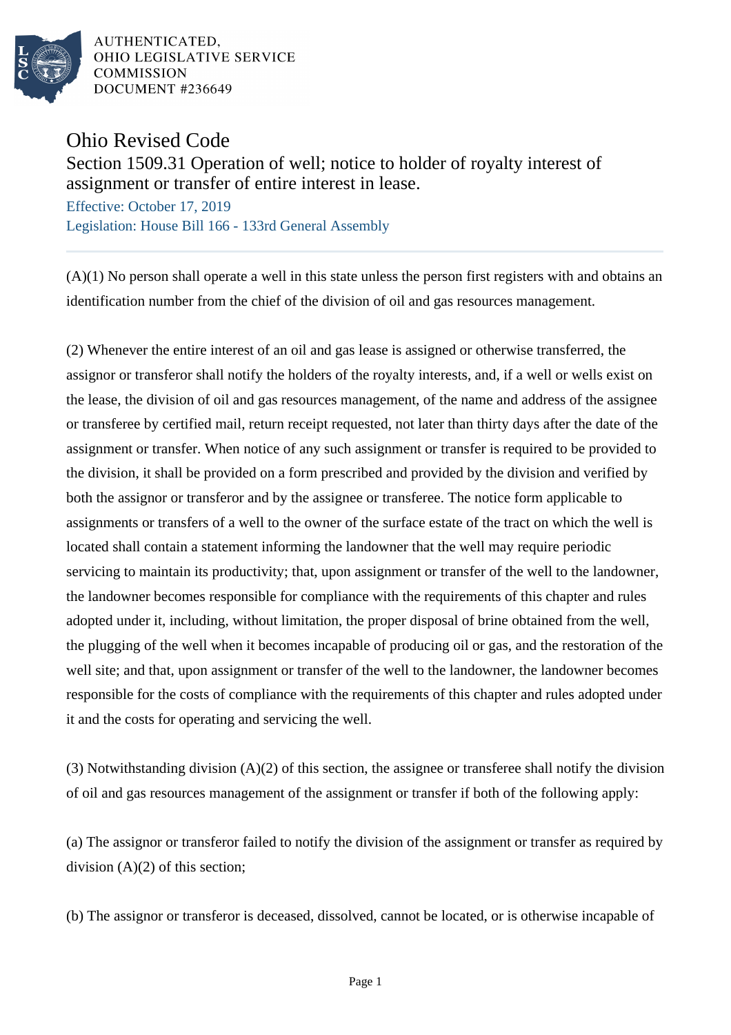AUTHENTICATED,
OHIO LEGISLATIVE SERVICE
COMMISSION
DOCUMENT #236649

# Ohio Revised Code

## Section 1509.31 Operation of well; notice to holder of royalty interest of assignment or transfer of entire interest in lease.

Effective: October 17, 2019

Legislation: House Bill 166 - 133rd General Assembly

(A)(1) No person shall operate a well in this state unless the person first registers with and obtains an identification number from the chief of the division of oil and gas resources management.

(2) Whenever the entire interest of an oil and gas lease is assigned or otherwise transferred, the assignor or transferor shall notify the holders of the royalty interests, and, if a well or wells exist on the lease, the division of oil and gas resources management, of the name and address of the assignee or transferee by certified mail, return receipt requested, not later than thirty days after the date of the assignment or transfer. When notice of any such assignment or transfer is required to be provided to the division, it shall be provided on a form prescribed and provided by the division and verified by both the assignor or transferor and by the assignee or transferee. The notice form applicable to assignments or transfers of a well to the owner of the surface estate of the tract on which the well is located shall contain a statement informing the landowner that the well may require periodic servicing to maintain its productivity; that, upon assignment or transfer of the well to the landowner, the landowner becomes responsible for compliance with the requirements of this chapter and rules adopted under it, including, without limitation, the proper disposal of brine obtained from the well, the plugging of the well when it becomes incapable of producing oil or gas, and the restoration of the well site; and that, upon assignment or transfer of the well to the landowner, the landowner becomes responsible for the costs of compliance with the requirements of this chapter and rules adopted under it and the costs for operating and servicing the well.

(3) Notwithstanding division (A)(2) of this section, the assignee or transferee shall notify the division of oil and gas resources management of the assignment or transfer if both of the following apply:

(a) The assignor or transferor failed to notify the division of the assignment or transfer as required by division (A)(2) of this section;

(b) The assignor or transferor is deceased, dissolved, cannot be located, or is otherwise incapable of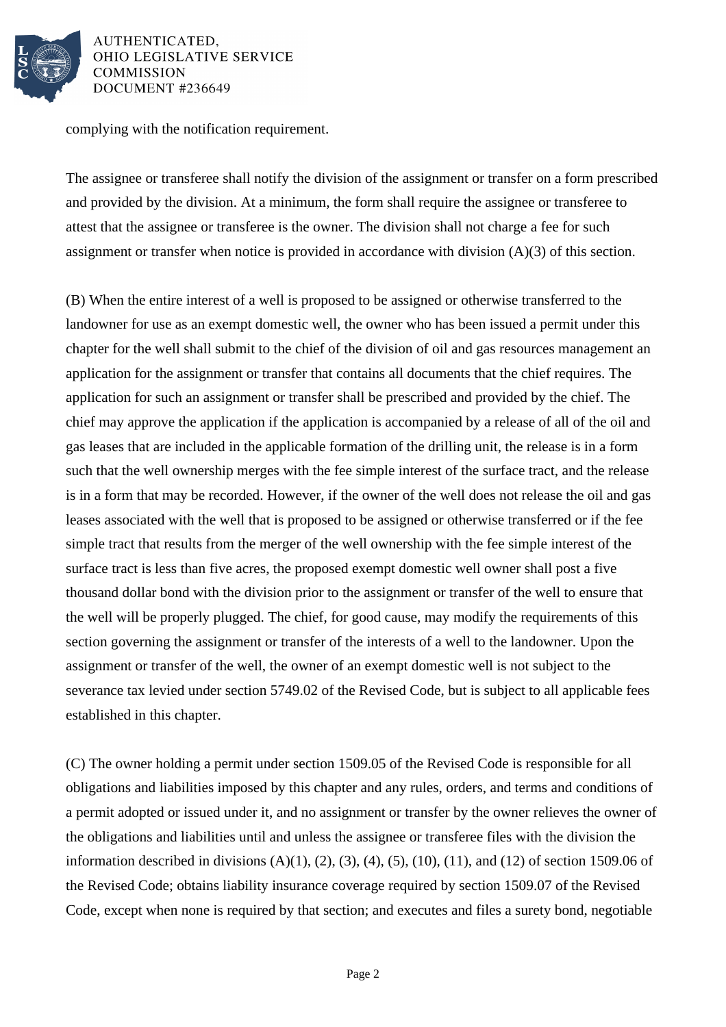complying with the notification requirement.

The assignee or transferee shall notify the division of the assignment or transfer on a form prescribed and provided by the division. At a minimum, the form shall require the assignee or transferee to attest that the assignee or transferee is the owner. The division shall not charge a fee for such assignment or transfer when notice is provided in accordance with division (A)(3) of this section.

(B) When the entire interest of a well is proposed to be assigned or otherwise transferred to the landowner for use as an exempt domestic well, the owner who has been issued a permit under this chapter for the well shall submit to the chief of the division of oil and gas resources management an application for the assignment or transfer that contains all documents that the chief requires. The application for such an assignment or transfer shall be prescribed and provided by the chief. The chief may approve the application if the application is accompanied by a release of all of the oil and gas leases that are included in the applicable formation of the drilling unit, the release is in a form such that the well ownership merges with the fee simple interest of the surface tract, and the release is in a form that may be recorded. However, if the owner of the well does not release the oil and gas leases associated with the well that is proposed to be assigned or otherwise transferred or if the fee simple tract that results from the merger of the well ownership with the fee simple interest of the surface tract is less than five acres, the proposed exempt domestic well owner shall post a five thousand dollar bond with the division prior to the assignment or transfer of the well to ensure that the well will be properly plugged. The chief, for good cause, may modify the requirements of this section governing the assignment or transfer of the interests of a well to the landowner. Upon the assignment or transfer of the well, the owner of an exempt domestic well is not subject to the severance tax levied under section 5749.02 of the Revised Code, but is subject to all applicable fees established in this chapter.

(C) The owner holding a permit under section 1509.05 of the Revised Code is responsible for all obligations and liabilities imposed by this chapter and any rules, orders, and terms and conditions of a permit adopted or issued under it, and no assignment or transfer by the owner relieves the owner of the obligations and liabilities until and unless the assignee or transferee files with the division the information described in divisions (A)(1), (2), (3), (4), (5), (10), (11), and (12) of section 1509.06 of the Revised Code; obtains liability insurance coverage required by section 1509.07 of the Revised Code, except when none is required by that section; and executes and files a surety bond, negotiable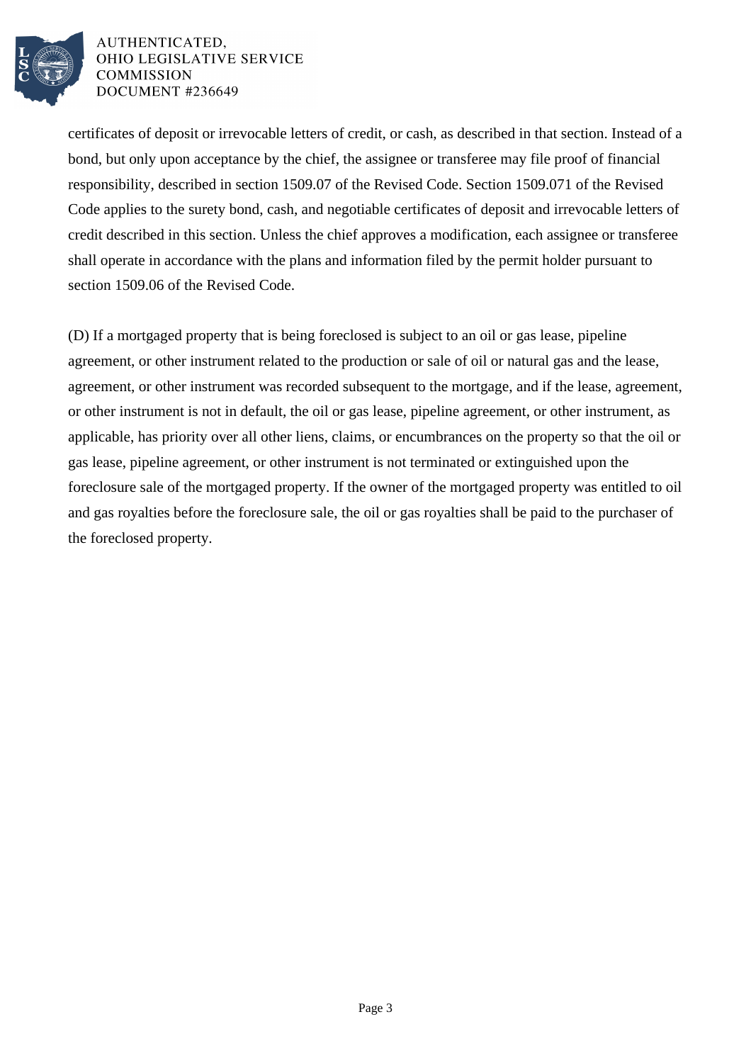certificates of deposit or irrevocable letters of credit, or cash, as described in that section. Instead of a bond, but only upon acceptance by the chief, the assignee or transferee may file proof of financial responsibility, described in section 1509.07 of the Revised Code. Section 1509.071 of the Revised Code applies to the surety bond, cash, and negotiable certificates of deposit and irrevocable letters of credit described in this section. Unless the chief approves a modification, each assignee or transferee shall operate in accordance with the plans and information filed by the permit holder pursuant to section 1509.06 of the Revised Code.

(D) If a mortgaged property that is being foreclosed is subject to an oil or gas lease, pipeline agreement, or other instrument related to the production or sale of oil or natural gas and the lease, agreement, or other instrument was recorded subsequent to the mortgage, and if the lease, agreement, or other instrument is not in default, the oil or gas lease, pipeline agreement, or other instrument, as applicable, has priority over all other liens, claims, or encumbrances on the property so that the oil or gas lease, pipeline agreement, or other instrument is not terminated or extinguished upon the foreclosure sale of the mortgaged property. If the owner of the mortgaged property was entitled to oil and gas royalties before the foreclosure sale, the oil or gas royalties shall be paid to the purchaser of the foreclosed property.